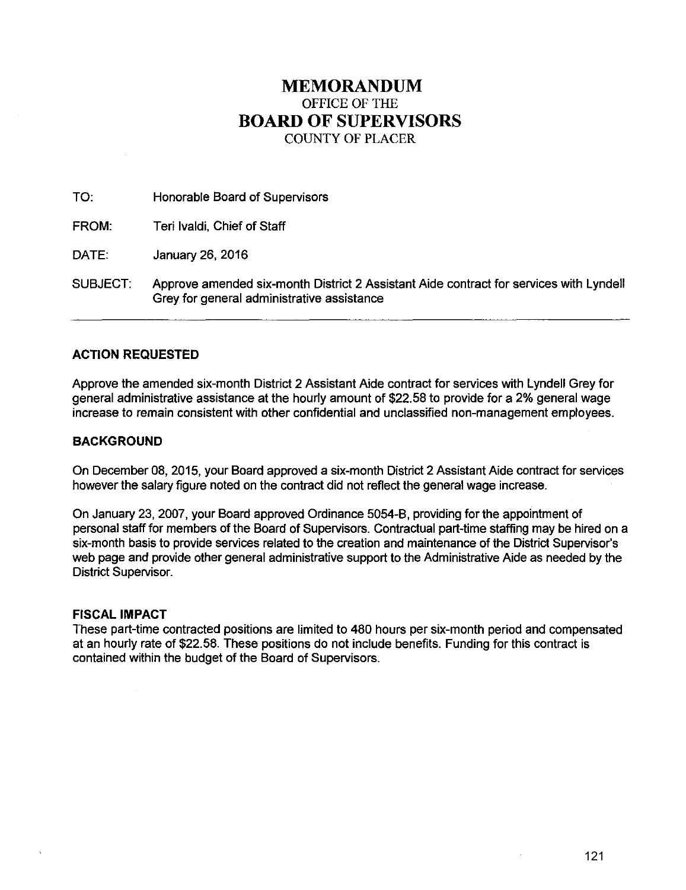# MEMORANDUM
OFFICE OF THE
# BOARD OF SUPERVISORS
COUNTY OF PLACER

TO: Honorable Board of Supervisors

FROM: Teri Ivaldi, Chief of Staff

DATE: January 26, 2016

SUBJECT: Approve amended six-month District 2 Assistant Aide contract for services with Lyndell Grey for general administrative assistance

---

### ACTION REQUESTED

Approve the amended six-month District 2 Assistant Aide contract for services with Lyndell Grey for general administrative assistance at the hourly amount of $22.58 to provide for a 2% general wage increase to remain consistent with other confidential and unclassified non-management employees.

### BACKGROUND

On December 08, 2015, your Board approved a six-month District 2 Assistant Aide contract for services however the salary figure noted on the contract did not reflect the general wage increase.

On January 23, 2007, your Board approved Ordinance 5054-B, providing for the appointment of personal staff for members of the Board of Supervisors. Contractual part-time staffing may be hired on a six-month basis to provide services related to the creation and maintenance of the District Supervisor's web page and provide other general administrative support to the Administrative Aide as needed by the District Supervisor.

### FISCAL IMPACT

These part-time contracted positions are limited to 480 hours per six-month period and compensated at an hourly rate of $22.58. These positions do not include benefits. Funding for this contract is contained within the budget of the Board of Supervisors.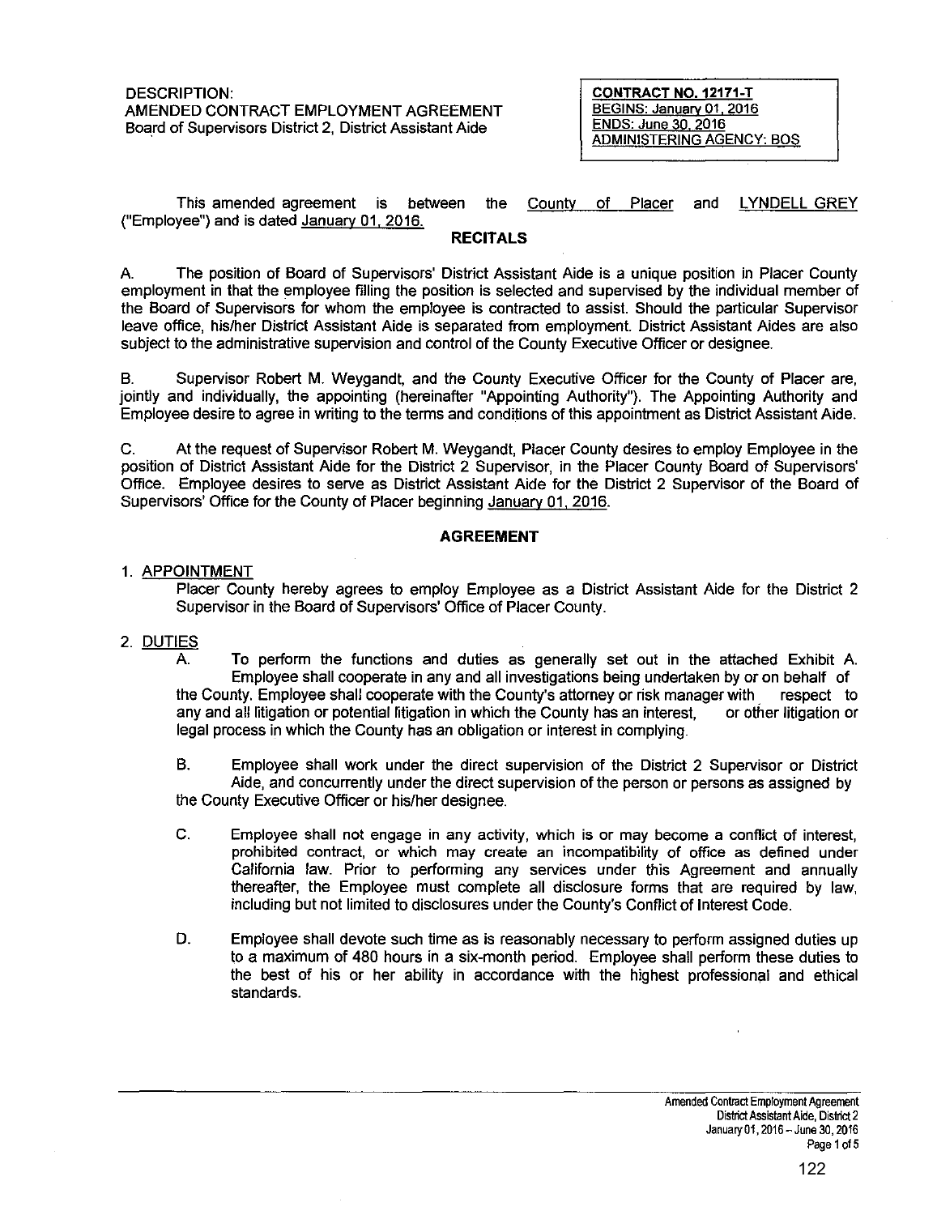DESCRIPTION:
AMENDED CONTRACT EMPLOYMENT AGREEMENT
Board of Supervisors District 2, District Assistant Aide

**CONTRACT NO. 12171-T**
BEGINS: January 01, 2016
ENDS: June 30, 2016
ADMINISTERING AGENCY: BOS

This amended agreement is between the County of Placer and LYNDELL GREY ("Employee") and is dated January 01, 2016.

## RECITALS

A. The position of Board of Supervisors' District Assistant Aide is a unique position in Placer County employment in that the employee filling the position is selected and supervised by the individual member of the Board of Supervisors for whom the employee is contracted to assist. Should the particular Supervisor leave office, his/her District Assistant Aide is separated from employment. District Assistant Aides are also subject to the administrative supervision and control of the County Executive Officer or designee.

B. Supervisor Robert M. Weygandt, and the County Executive Officer for the County of Placer are, jointly and individually, the appointing (hereinafter "Appointing Authority"). The Appointing Authority and Employee desire to agree in writing to the terms and conditions of this appointment as District Assistant Aide.

C. At the request of Supervisor Robert M. Weygandt, Placer County desires to employ Employee in the position of District Assistant Aide for the District 2 Supervisor, in the Placer County Board of Supervisors' Office. Employee desires to serve as District Assistant Aide for the District 2 Supervisor of the Board of Supervisors' Office for the County of Placer beginning January 01, 2016.

## AGREEMENT

1. APPOINTMENT

Placer County hereby agrees to employ Employee as a District Assistant Aide for the District 2 Supervisor in the Board of Supervisors' Office of Placer County.

2. DUTIES

A. To perform the functions and duties as generally set out in the attached Exhibit A. Employee shall cooperate in any and all investigations being undertaken by or on behalf of the County. Employee shall cooperate with the County's attorney or risk manager with respect to any and all litigation or potential litigation in which the County has an interest, or other litigation or legal process in which the County has an obligation or interest in complying.

B. Employee shall work under the direct supervision of the District 2 Supervisor or District Aide, and concurrently under the direct supervision of the person or persons as assigned by the County Executive Officer or his/her designee.

C. Employee shall not engage in any activity, which is or may become a conflict of interest, prohibited contract, or which may create an incompatibility of office as defined under California law. Prior to performing any services under this Agreement and annually thereafter, the Employee must complete all disclosure forms that are required by law, including but not limited to disclosures under the County's Conflict of Interest Code.

D. Employee shall devote such time as is reasonably necessary to perform assigned duties up to a maximum of 480 hours in a six-month period. Employee shall perform these duties to the best of his or her ability in accordance with the highest professional and ethical standards.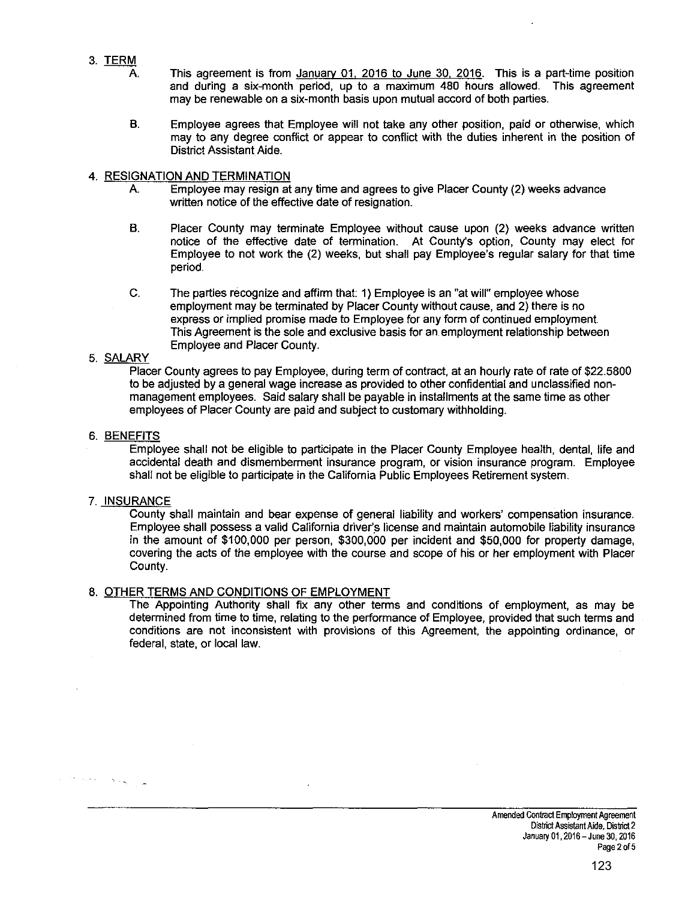3. TERM

   A. This agreement is from January 01, 2016 to June 30, 2016. This is a part-time position and during a six-month period, up to a maximum 480 hours allowed. This agreement may be renewable on a six-month basis upon mutual accord of both parties.

   B. Employee agrees that Employee will not take any other position, paid or otherwise, which may to any degree conflict or appear to conflict with the duties inherent in the position of District Assistant Aide.

4. RESIGNATION AND TERMINATION

   A. Employee may resign at any time and agrees to give Placer County (2) weeks advance written notice of the effective date of resignation.

   B. Placer County may terminate Employee without cause upon (2) weeks advance written notice of the effective date of termination. At County's option, County may elect for Employee to not work the (2) weeks, but shall pay Employee's regular salary for that time period.

   C. The parties recognize and affirm that: 1) Employee is an "at will" employee whose employment may be terminated by Placer County without cause, and 2) there is no express or implied promise made to Employee for any form of continued employment. This Agreement is the sole and exclusive basis for an employment relationship between Employee and Placer County.

5. SALARY

   Placer County agrees to pay Employee, during term of contract, at an hourly rate of rate of $22.5800 to be adjusted by a general wage increase as provided to other confidential and unclassified non-management employees. Said salary shall be payable in installments at the same time as other employees of Placer County are paid and subject to customary withholding.

6. BENEFITS

   Employee shall not be eligible to participate in the Placer County Employee health, dental, life and accidental death and dismemberment insurance program, or vision insurance program. Employee shall not be eligible to participate in the California Public Employees Retirement system.

7. INSURANCE

   County shall maintain and bear expense of general liability and workers' compensation insurance. Employee shall possess a valid California driver's license and maintain automobile liability insurance in the amount of $100,000 per person, $300,000 per incident and $50,000 for property damage, covering the acts of the employee with the course and scope of his or her employment with Placer County.

8. OTHER TERMS AND CONDITIONS OF EMPLOYMENT

   The Appointing Authority shall fix any other terms and conditions of employment, as may be determined from time to time, relating to the performance of Employee, provided that such terms and conditions are not inconsistent with provisions of this Agreement, the appointing ordinance, or federal, state, or local law.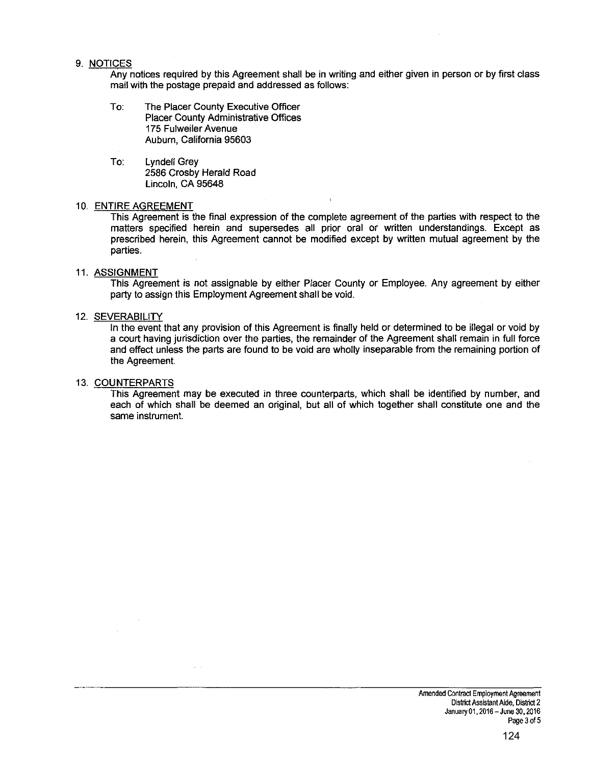9. <u>NOTICES</u>

Any notices required by this Agreement shall be in writing and either given in person or by first class mail with the postage prepaid and addressed as follows:

To: The Placer County Executive Officer
Placer County Administrative Offices
175 Fulweiler Avenue
Auburn, California 95603

To: Lyndell Grey
2586 Crosby Herald Road
Lincoln, CA 95648

10. <u>ENTIRE AGREEMENT</u>

This Agreement is the final expression of the complete agreement of the parties with respect to the matters specified herein and supersedes all prior oral or written understandings. Except as prescribed herein, this Agreement cannot be modified except by written mutual agreement by the parties.

11. <u>ASSIGNMENT</u>

This Agreement is not assignable by either Placer County or Employee. Any agreement by either party to assign this Employment Agreement shall be void.

12. <u>SEVERABILITY</u>

In the event that any provision of this Agreement is finally held or determined to be illegal or void by a court having jurisdiction over the parties, the remainder of the Agreement shall remain in full force and effect unless the parts are found to be void are wholly inseparable from the remaining portion of the Agreement.

13. <u>COUNTERPARTS</u>

This Agreement may be executed in three counterparts, which shall be identified by number, and each of which shall be deemed an original, but all of which together shall constitute one and the same instrument.

Amended Contract Employment Agreement
District Assistant Aide, District 2
January 01, 2016 – June 30, 2016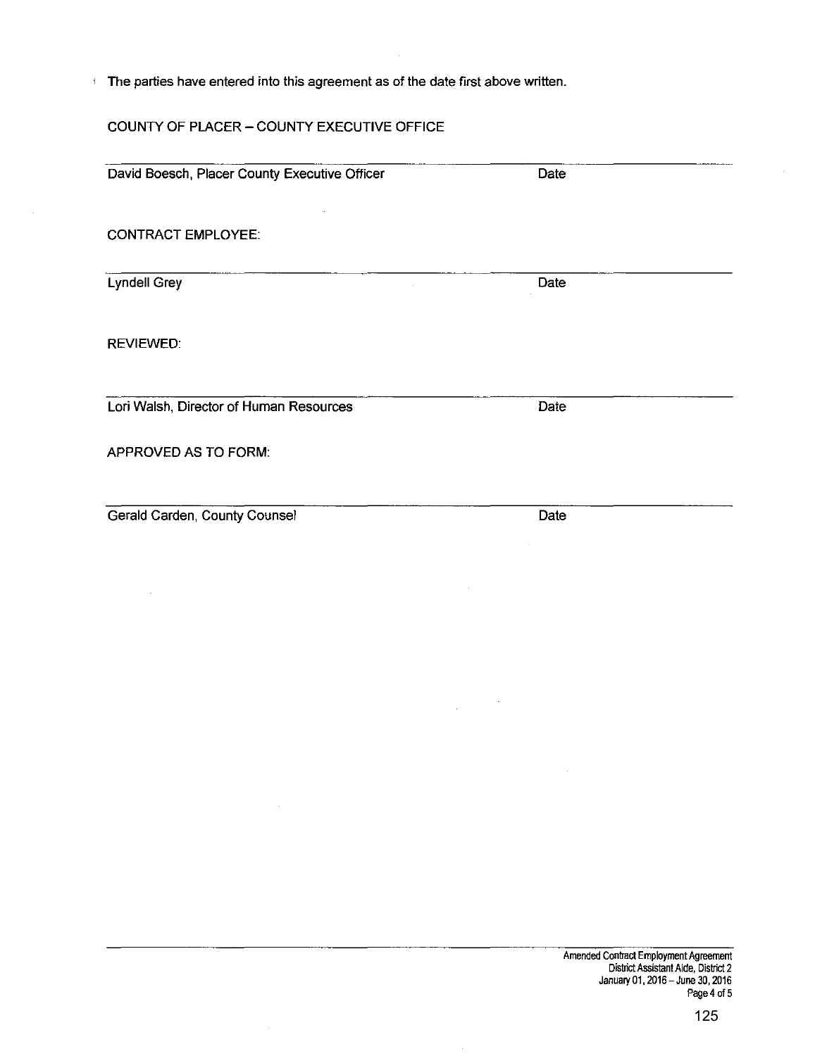The parties have entered into this agreement as of the date first above written.

COUNTY OF PLACER – COUNTY EXECUTIVE OFFICE

______________________________________________________________________

David Boesch, Placer County Executive Officer                    Date

CONTRACT EMPLOYEE:

______________________________________________________________________

Lyndell Grey                    Date

REVIEWED:

______________________________________________________________________

Lori Walsh, Director of Human Resources                    Date

APPROVED AS TO FORM:

______________________________________________________________________

Gerald Carden, County Counsel                    Date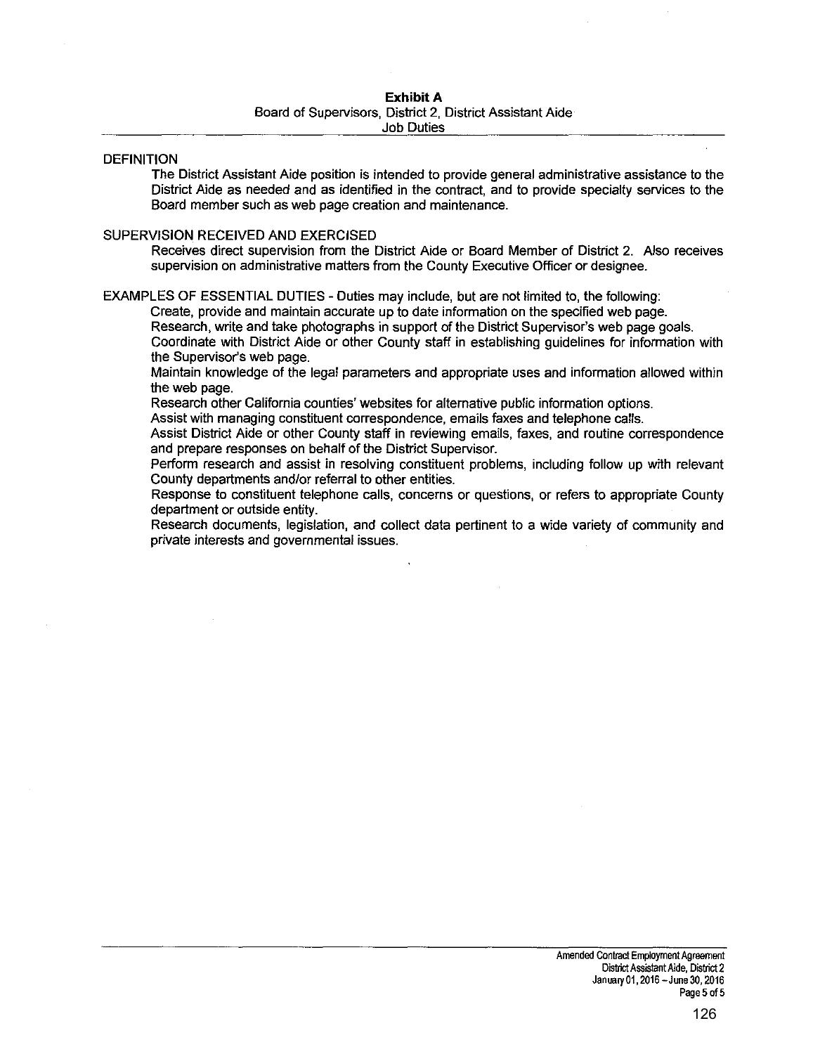**Exhibit A**

Board of Supervisors, District 2, District Assistant Aide

Job Duties

DEFINITION

The District Assistant Aide position is intended to provide general administrative assistance to the District Aide as needed and as identified in the contract, and to provide specialty services to the Board member such as web page creation and maintenance.

SUPERVISION RECEIVED AND EXERCISED

Receives direct supervision from the District Aide or Board Member of District 2. Also receives supervision on administrative matters from the County Executive Officer or designee.

EXAMPLES OF ESSENTIAL DUTIES - Duties may include, but are not limited to, the following:

Create, provide and maintain accurate up to date information on the specified web page.

Research, write and take photographs in support of the District Supervisor's web page goals.

Coordinate with District Aide or other County staff in establishing guidelines for information with the Supervisor's web page.

Maintain knowledge of the legal parameters and appropriate uses and information allowed within the web page.

Research other California counties' websites for alternative public information options.

Assist with managing constituent correspondence, emails faxes and telephone calls.

Assist District Aide or other County staff in reviewing emails, faxes, and routine correspondence and prepare responses on behalf of the District Supervisor.

Perform research and assist in resolving constituent problems, including follow up with relevant County departments and/or referral to other entities.

Response to constituent telephone calls, concerns or questions, or refers to appropriate County department or outside entity.

Research documents, legislation, and collect data pertinent to a wide variety of community and private interests and governmental issues.